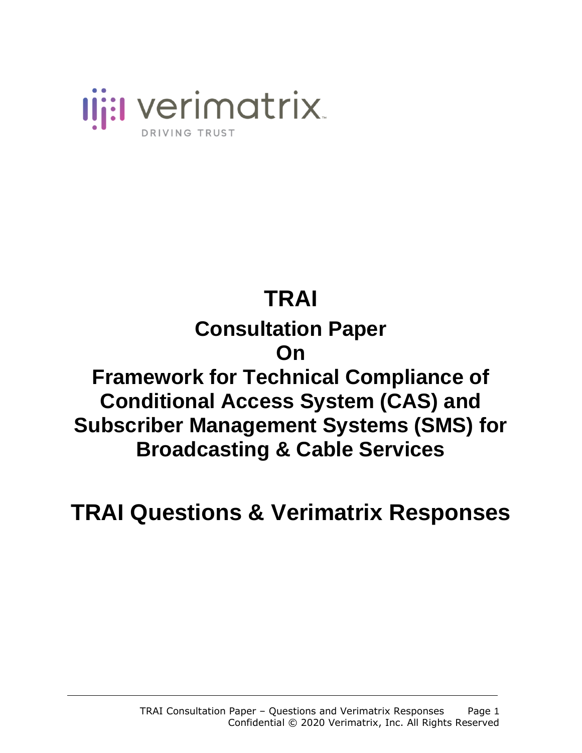verimatrix

DRIVING TRUST

# TRAI

## Consultation Paper On Framework for Technical Compliance of Conditional Access System (CAS) and Subscriber Management Systems (SMS) for Broadcasting & Cable Services

# TRAI Questions & Verimatrix Responses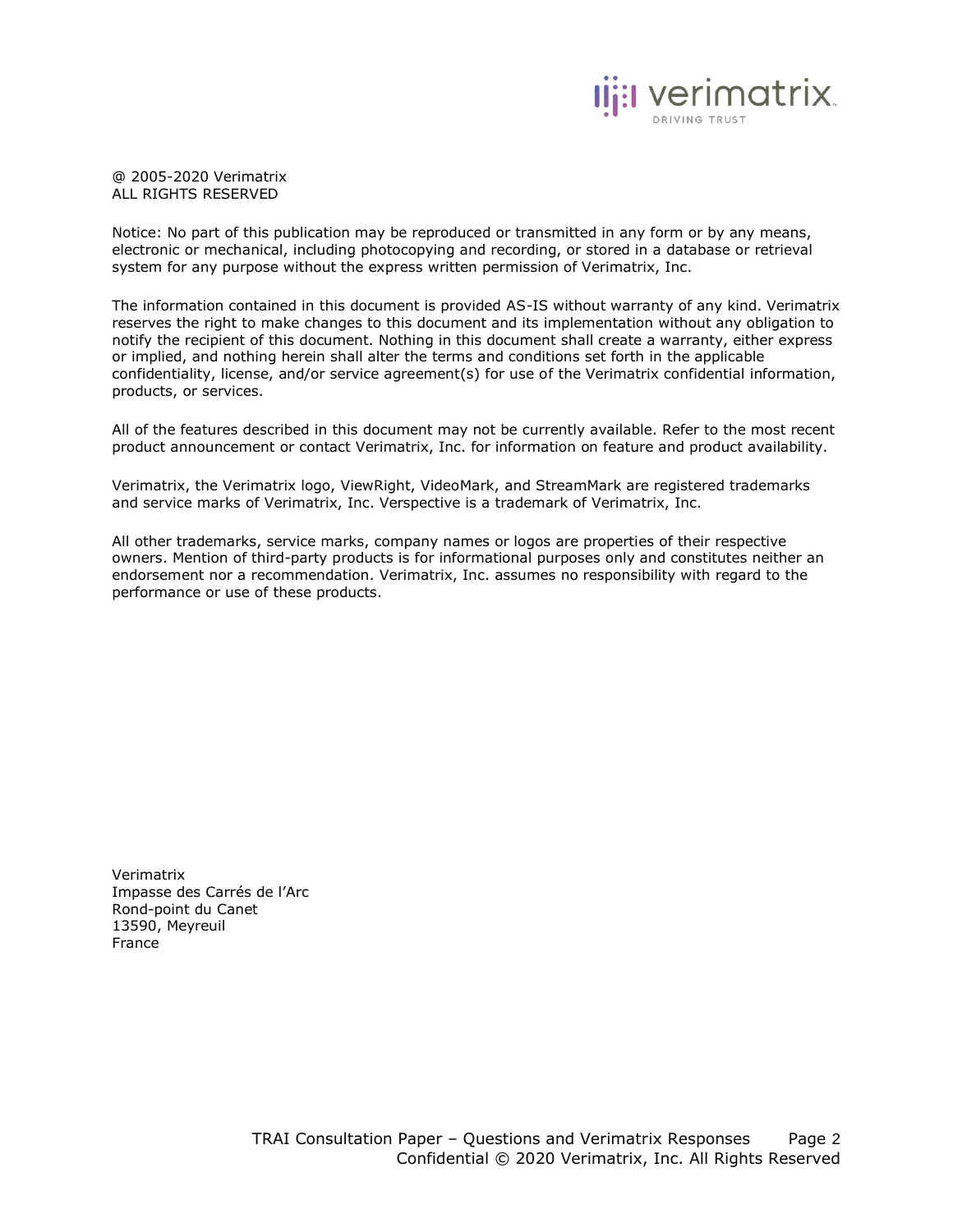@ 2005-2020 Verimatrix
ALL RIGHTS RESERVED

Notice: No part of this publication may be reproduced or transmitted in any form or by any means, electronic or mechanical, including photocopying and recording, or stored in a database or retrieval system for any purpose without the express written permission of Verimatrix, Inc.

The information contained in this document is provided AS-IS without warranty of any kind. Verimatrix reserves the right to make changes to this document and its implementation without any obligation to notify the recipient of this document. Nothing in this document shall create a warranty, either express or implied, and nothing herein shall alter the terms and conditions set forth in the applicable confidentiality, license, and/or service agreement(s) for use of the Verimatrix confidential information, products, or services.

All of the features described in this document may not be currently available. Refer to the most recent product announcement or contact Verimatrix, Inc. for information on feature and product availability.

Verimatrix, the Verimatrix logo, ViewRight, VideoMark, and StreamMark are registered trademarks and service marks of Verimatrix, Inc. Verspective is a trademark of Verimatrix, Inc.

All other trademarks, service marks, company names or logos are properties of their respective owners. Mention of third-party products is for informational purposes only and constitutes neither an endorsement nor a recommendation. Verimatrix, Inc. assumes no responsibility with regard to the performance or use of these products.

Verimatrix
Impasse des Carrés de l'Arc
Rond-point du Canet
13590, Meyreuil
France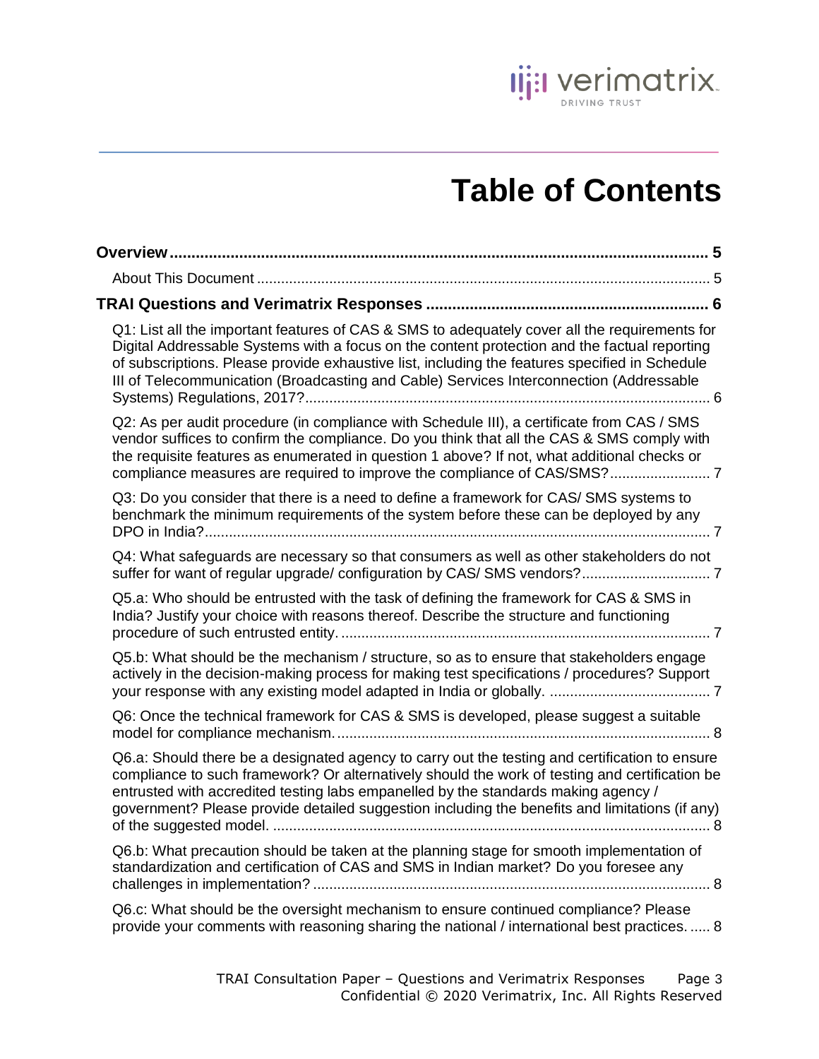# Table of Contents

**Overview** ........................................................................................................ **5**

About This Document ........................................................................................ 5

**TRAI Questions and Verimatrix Responses** ........................................................ **6**

Q1: List all the important features of CAS & SMS to adequately cover all the requirements for Digital Addressable Systems with a focus on the content protection and the factual reporting of subscriptions. Please provide exhaustive list, including the features specified in Schedule III of Telecommunication (Broadcasting and Cable) Services Interconnection (Addressable Systems) Regulations, 2017? ........................................................................ 6

Q2: As per audit procedure (in compliance with Schedule III), a certificate from CAS / SMS vendor suffices to confirm the compliance. Do you think that all the CAS & SMS comply with the requisite features as enumerated in question 1 above? If not, what additional checks or compliance measures are required to improve the compliance of CAS/SMS? ........................ 7

Q3: Do you consider that there is a need to define a framework for CAS/ SMS systems to benchmark the minimum requirements of the system before these can be deployed by any DPO in India? ........................................................................................................ 7

Q4: What safeguards are necessary so that consumers as well as other stakeholders do not suffer for want of regular upgrade/ configuration by CAS/ SMS vendors? ........................ 7

Q5.a: Who should be entrusted with the task of defining the framework for CAS & SMS in India? Justify your choice with reasons thereof. Describe the structure and functioning procedure of such entrusted entity. ................................................................................ 7

Q5.b: What should be the mechanism / structure, so as to ensure that stakeholders engage actively in the decision-making process for making test specifications / procedures? Support your response with any existing model adapted in India or globally. ................................ 7

Q6: Once the technical framework for CAS & SMS is developed, please suggest a suitable model for compliance mechanism. ........................................................................ 8

Q6.a: Should there be a designated agency to carry out the testing and certification to ensure compliance to such framework? Or alternatively should the work of testing and certification be entrusted with accredited testing labs empanelled by the standards making agency / government? Please provide detailed suggestion including the benefits and limitations (if any) of the suggested model. ........................................................................ 8

Q6.b: What precaution should be taken at the planning stage for smooth implementation of standardization and certification of CAS and SMS in Indian market? Do you foresee any challenges in implementation? ........................................................................ 8

Q6.c: What should be the oversight mechanism to ensure continued compliance? Please provide your comments with reasoning sharing the national / international best practices. ..... 8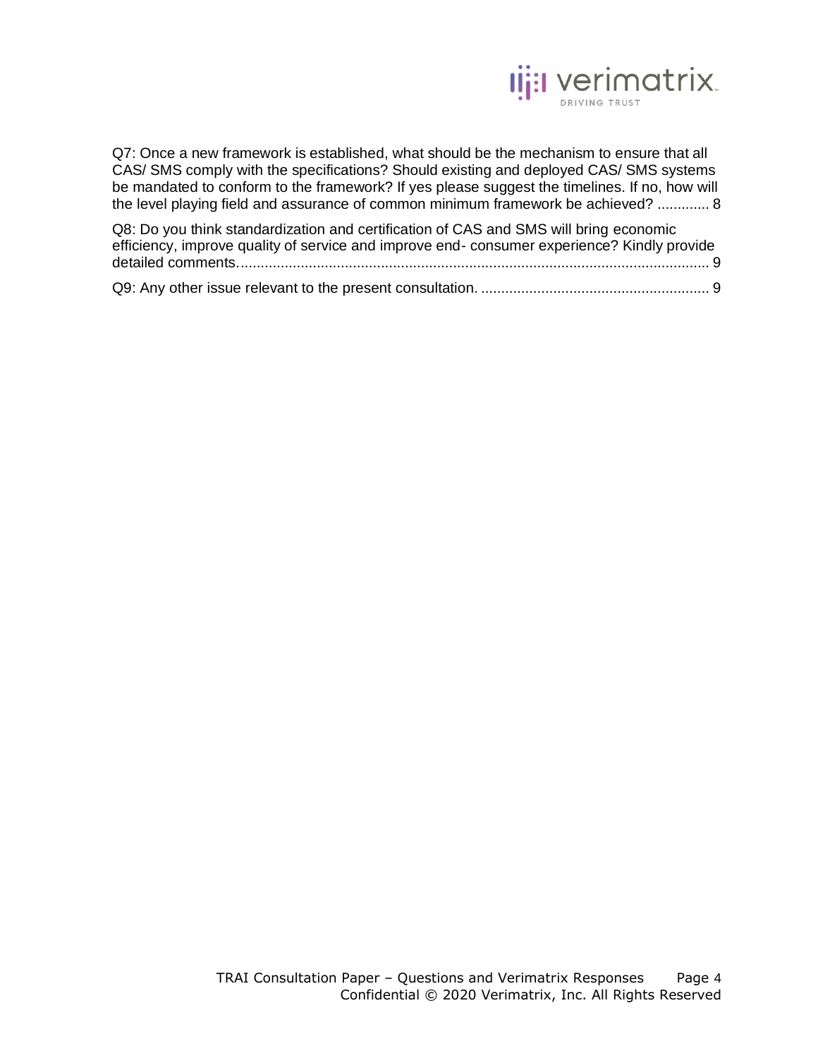Q7: Once a new framework is established, what should be the mechanism to ensure that all CAS/ SMS comply with the specifications? Should existing and deployed CAS/ SMS systems be mandated to conform to the framework? If yes please suggest the timelines. If no, how will the level playing field and assurance of common minimum framework be achieved? ............ 8

Q8: Do you think standardization and certification of CAS and SMS will bring economic efficiency, improve quality of service and improve end- consumer experience? Kindly provide detailed comments. ........................................................................................................ 9

Q9: Any other issue relevant to the present consultation. ........................................................ 9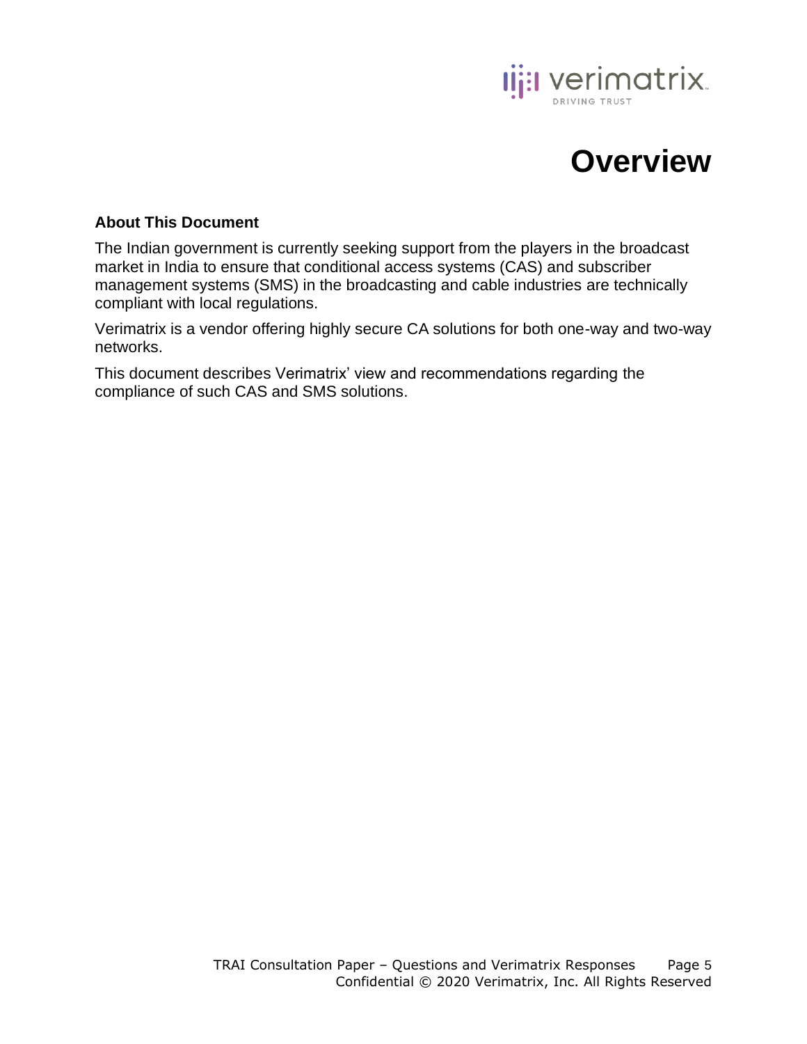# Overview

### About This Document

The Indian government is currently seeking support from the players in the broadcast market in India to ensure that conditional access systems (CAS) and subscriber management systems (SMS) in the broadcasting and cable industries are technically compliant with local regulations.

Verimatrix is a vendor offering highly secure CA solutions for both one-way and two-way networks.

This document describes Verimatrix' view and recommendations regarding the compliance of such CAS and SMS solutions.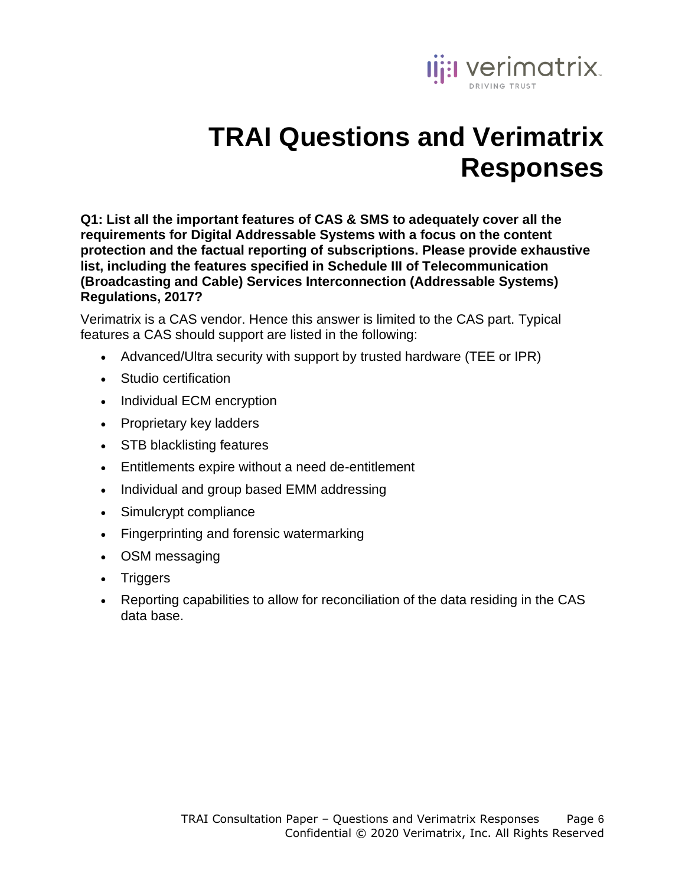# TRAI Questions and Verimatrix Responses

**Q1: List all the important features of CAS & SMS to adequately cover all the requirements for Digital Addressable Systems with a focus on the content protection and the factual reporting of subscriptions. Please provide exhaustive list, including the features specified in Schedule III of Telecommunication (Broadcasting and Cable) Services Interconnection (Addressable Systems) Regulations, 2017?**

Verimatrix is a CAS vendor. Hence this answer is limited to the CAS part. Typical features a CAS should support are listed in the following:

- Advanced/Ultra security with support by trusted hardware (TEE or IPR)
- Studio certification
- Individual ECM encryption
- Proprietary key ladders
- STB blacklisting features
- Entitlements expire without a need de-entitlement
- Individual and group based EMM addressing
- Simulcrypt compliance
- Fingerprinting and forensic watermarking
- OSM messaging
- Triggers
- Reporting capabilities to allow for reconciliation of the data residing in the CAS data base.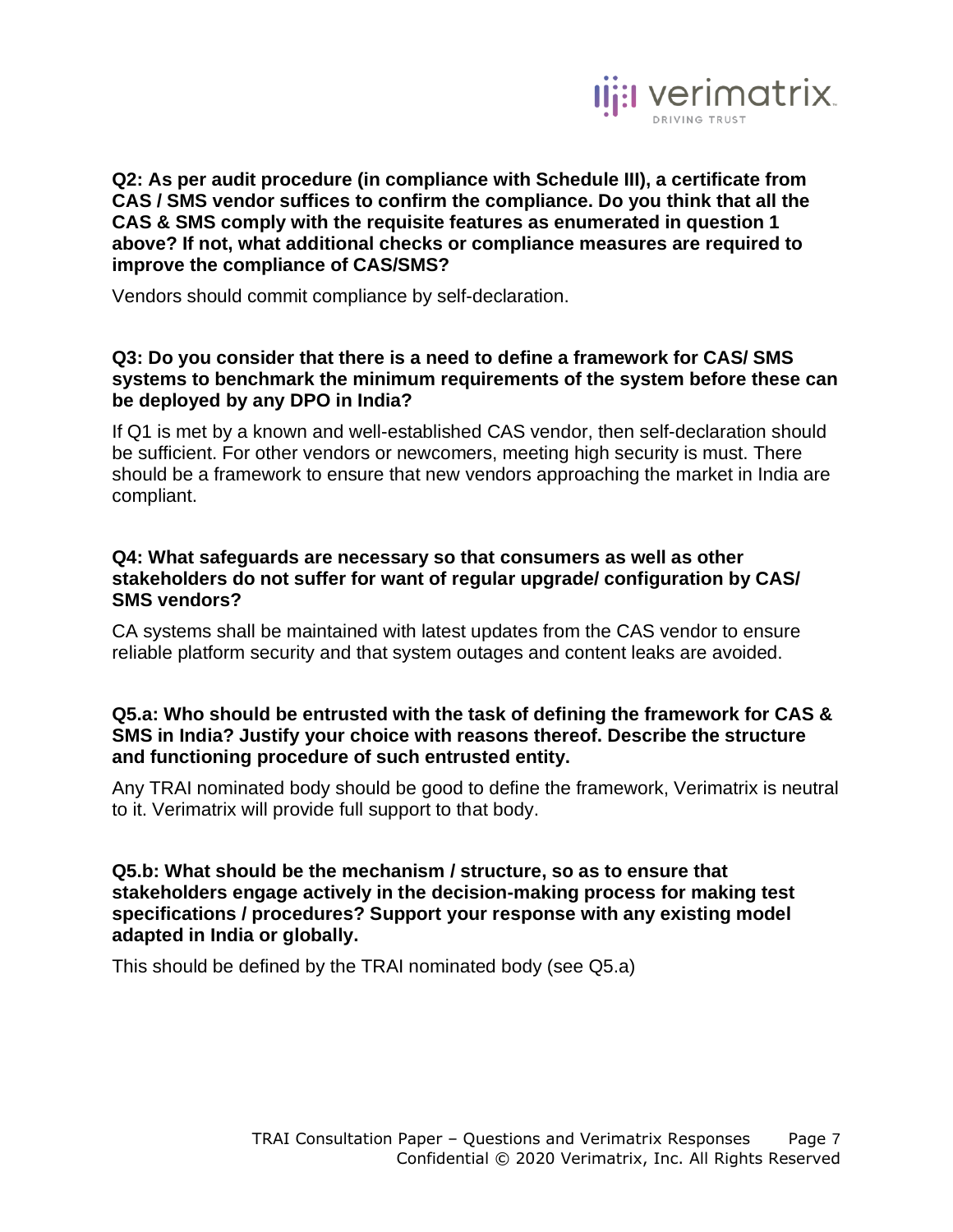**Q2: As per audit procedure (in compliance with Schedule III), a certificate from CAS / SMS vendor suffices to confirm the compliance. Do you think that all the CAS & SMS comply with the requisite features as enumerated in question 1 above? If not, what additional checks or compliance measures are required to improve the compliance of CAS/SMS?**

Vendors should commit compliance by self-declaration.

**Q3: Do you consider that there is a need to define a framework for CAS/ SMS systems to benchmark the minimum requirements of the system before these can be deployed by any DPO in India?**

If Q1 is met by a known and well-established CAS vendor, then self-declaration should be sufficient. For other vendors or newcomers, meeting high security is must. There should be a framework to ensure that new vendors approaching the market in India are compliant.

**Q4: What safeguards are necessary so that consumers as well as other stakeholders do not suffer for want of regular upgrade/ configuration by CAS/ SMS vendors?**

CA systems shall be maintained with latest updates from the CAS vendor to ensure reliable platform security and that system outages and content leaks are avoided.

**Q5.a: Who should be entrusted with the task of defining the framework for CAS & SMS in India? Justify your choice with reasons thereof. Describe the structure and functioning procedure of such entrusted entity.**

Any TRAI nominated body should be good to define the framework, Verimatrix is neutral to it. Verimatrix will provide full support to that body.

**Q5.b: What should be the mechanism / structure, so as to ensure that stakeholders engage actively in the decision-making process for making test specifications / procedures? Support your response with any existing model adapted in India or globally.**

This should be defined by the TRAI nominated body (see Q5.a)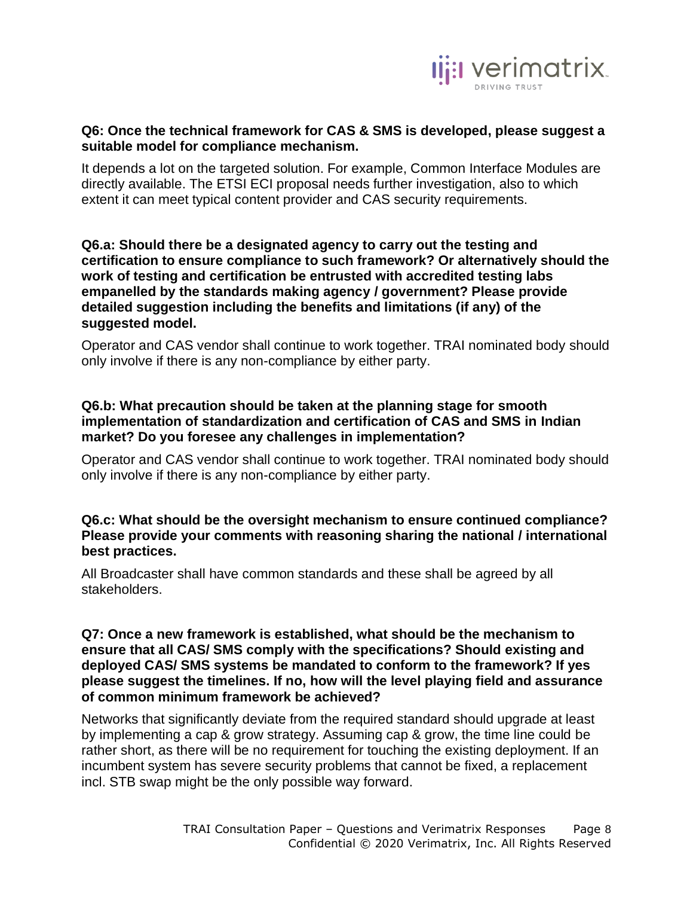**Q6: Once the technical framework for CAS & SMS is developed, please suggest a suitable model for compliance mechanism.**

It depends a lot on the targeted solution. For example, Common Interface Modules are directly available. The ETSI ECI proposal needs further investigation, also to which extent it can meet typical content provider and CAS security requirements.

**Q6.a: Should there be a designated agency to carry out the testing and certification to ensure compliance to such framework? Or alternatively should the work of testing and certification be entrusted with accredited testing labs empanelled by the standards making agency / government? Please provide detailed suggestion including the benefits and limitations (if any) of the suggested model.**

Operator and CAS vendor shall continue to work together. TRAI nominated body should only involve if there is any non-compliance by either party.

**Q6.b: What precaution should be taken at the planning stage for smooth implementation of standardization and certification of CAS and SMS in Indian market? Do you foresee any challenges in implementation?**

Operator and CAS vendor shall continue to work together. TRAI nominated body should only involve if there is any non-compliance by either party.

**Q6.c: What should be the oversight mechanism to ensure continued compliance? Please provide your comments with reasoning sharing the national / international best practices.**

All Broadcaster shall have common standards and these shall be agreed by all stakeholders.

**Q7: Once a new framework is established, what should be the mechanism to ensure that all CAS/ SMS comply with the specifications? Should existing and deployed CAS/ SMS systems be mandated to conform to the framework? If yes please suggest the timelines. If no, how will the level playing field and assurance of common minimum framework be achieved?**

Networks that significantly deviate from the required standard should upgrade at least by implementing a cap & grow strategy. Assuming cap & grow, the time line could be rather short, as there will be no requirement for touching the existing deployment. If an incumbent system has severe security problems that cannot be fixed, a replacement incl. STB swap might be the only possible way forward.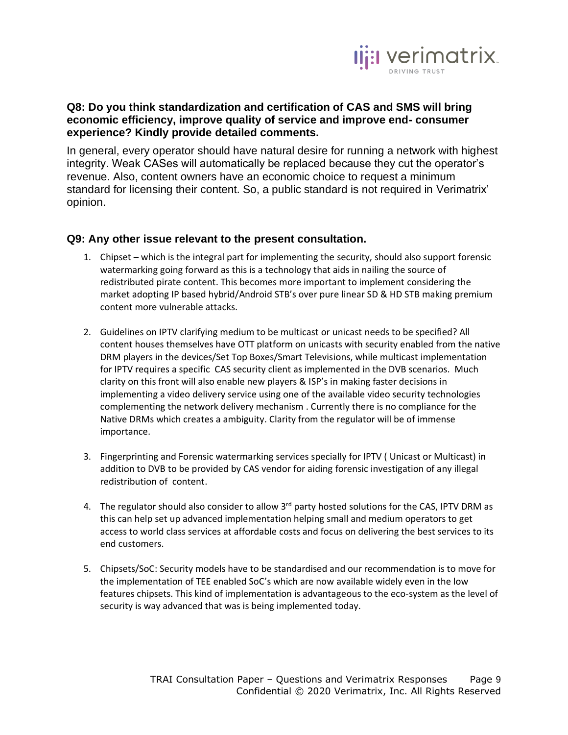**Q8: Do you think standardization and certification of CAS and SMS will bring economic efficiency, improve quality of service and improve end- consumer experience? Kindly provide detailed comments.**

In general, every operator should have natural desire for running a network with highest integrity. Weak CASes will automatically be replaced because they cut the operator's revenue. Also, content owners have an economic choice to request a minimum standard for licensing their content. So, a public standard is not required in Verimatrix' opinion.

**Q9: Any other issue relevant to the present consultation.**

1. Chipset – which is the integral part for implementing the security, should also support forensic watermarking going forward as this is a technology that aids in nailing the source of redistributed pirate content. This becomes more important to implement considering the market adopting IP based hybrid/Android STB's over pure linear SD & HD STB making premium content more vulnerable attacks.

2. Guidelines on IPTV clarifying medium to be multicast or unicast needs to be specified? All content houses themselves have OTT platform on unicasts with security enabled from the native DRM players in the devices/Set Top Boxes/Smart Televisions, while multicast implementation for IPTV requires a specific CAS security client as implemented in the DVB scenarios. Much clarity on this front will also enable new players & ISP's in making faster decisions in implementing a video delivery service using one of the available video security technologies complementing the network delivery mechanism . Currently there is no compliance for the Native DRMs which creates a ambiguity. Clarity from the regulator will be of immense importance.

3. Fingerprinting and Forensic watermarking services specially for IPTV ( Unicast or Multicast) in addition to DVB to be provided by CAS vendor for aiding forensic investigation of any illegal redistribution of content.

4. The regulator should also consider to allow 3rd party hosted solutions for the CAS, IPTV DRM as this can help set up advanced implementation helping small and medium operators to get access to world class services at affordable costs and focus on delivering the best services to its end customers.

5. Chipsets/SoC: Security models have to be standardised and our recommendation is to move for the implementation of TEE enabled SoC's which are now available widely even in the low features chipsets. This kind of implementation is advantageous to the eco-system as the level of security is way advanced that was is being implemented today.